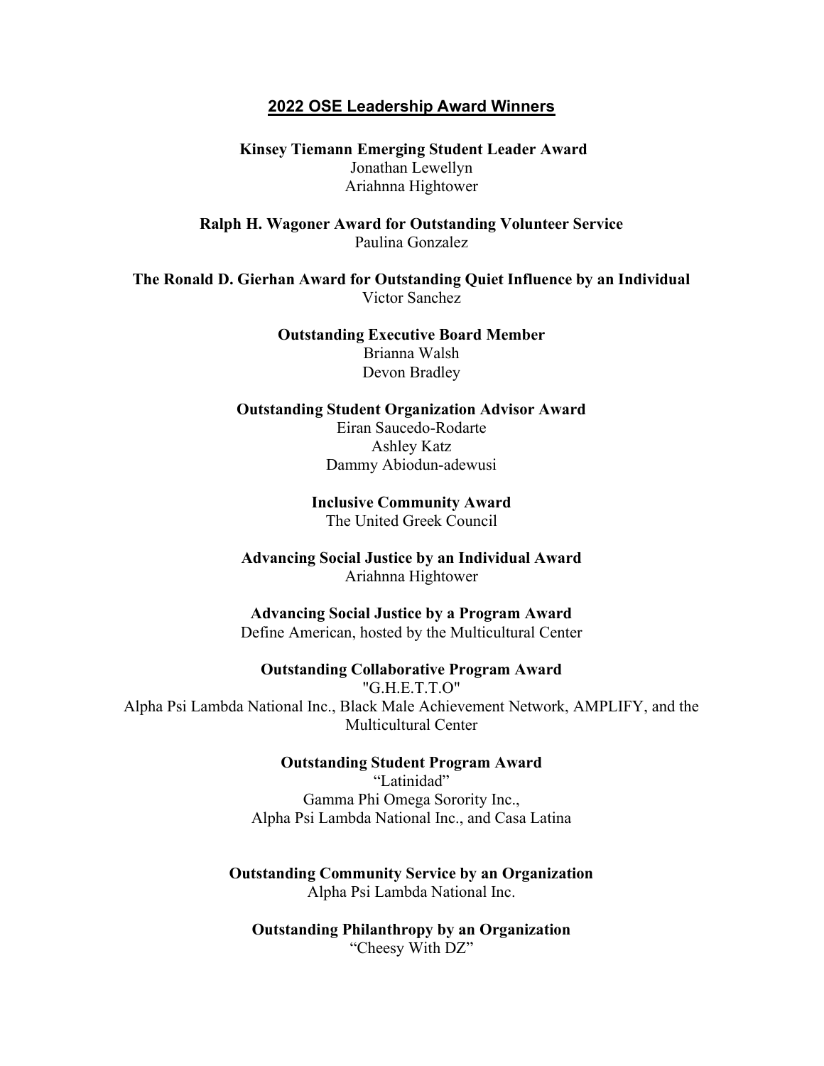# 2022 OSE Leadership Award Winners

**Kinsey Tiemann Emerging Student Leader Award**
Jonathan Lewellyn
Ariahnna Hightower

**Ralph H. Wagoner Award for Outstanding Volunteer Service**
Paulina Gonzalez

**The Ronald D. Gierhan Award for Outstanding Quiet Influence by an Individual**
Victor Sanchez

**Outstanding Executive Board Member**
Brianna Walsh
Devon Bradley

**Outstanding Student Organization Advisor Award**
Eiran Saucedo-Rodarte
Ashley Katz
Dammy Abiodun-adewusi

**Inclusive Community Award**
The United Greek Council

**Advancing Social Justice by an Individual Award**
Ariahnna Hightower

**Advancing Social Justice by a Program Award**
Define American, hosted by the Multicultural Center

**Outstanding Collaborative Program Award**
"G.H.E.T.T.O"
Alpha Psi Lambda National Inc., Black Male Achievement Network, AMPLIFY, and the Multicultural Center

**Outstanding Student Program Award**
"Latinidad"
Gamma Phi Omega Sorority Inc.,
Alpha Psi Lambda National Inc., and Casa Latina

**Outstanding Community Service by an Organization**
Alpha Psi Lambda National Inc.

**Outstanding Philanthropy by an Organization**
"Cheesy With DZ"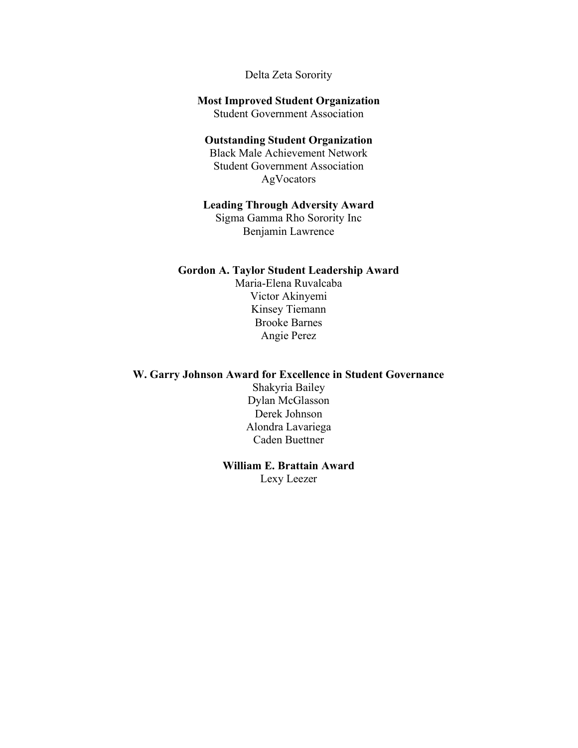Delta Zeta Sorority

**Most Improved Student Organization**

Student Government Association

**Outstanding Student Organization**

Black Male Achievement Network

Student Government Association

AgVocators

**Leading Through Adversity Award**

Sigma Gamma Rho Sorority Inc

Benjamin Lawrence

**Gordon A. Taylor Student Leadership Award**

Maria-Elena Ruvalcaba

Victor Akinyemi

Kinsey Tiemann

Brooke Barnes

Angie Perez

**W. Garry Johnson Award for Excellence in Student Governance**

Shakyria Bailey

Dylan McGlasson

Derek Johnson

Alondra Lavariega

Caden Buettner

**William E. Brattain Award**

Lexy Leezer